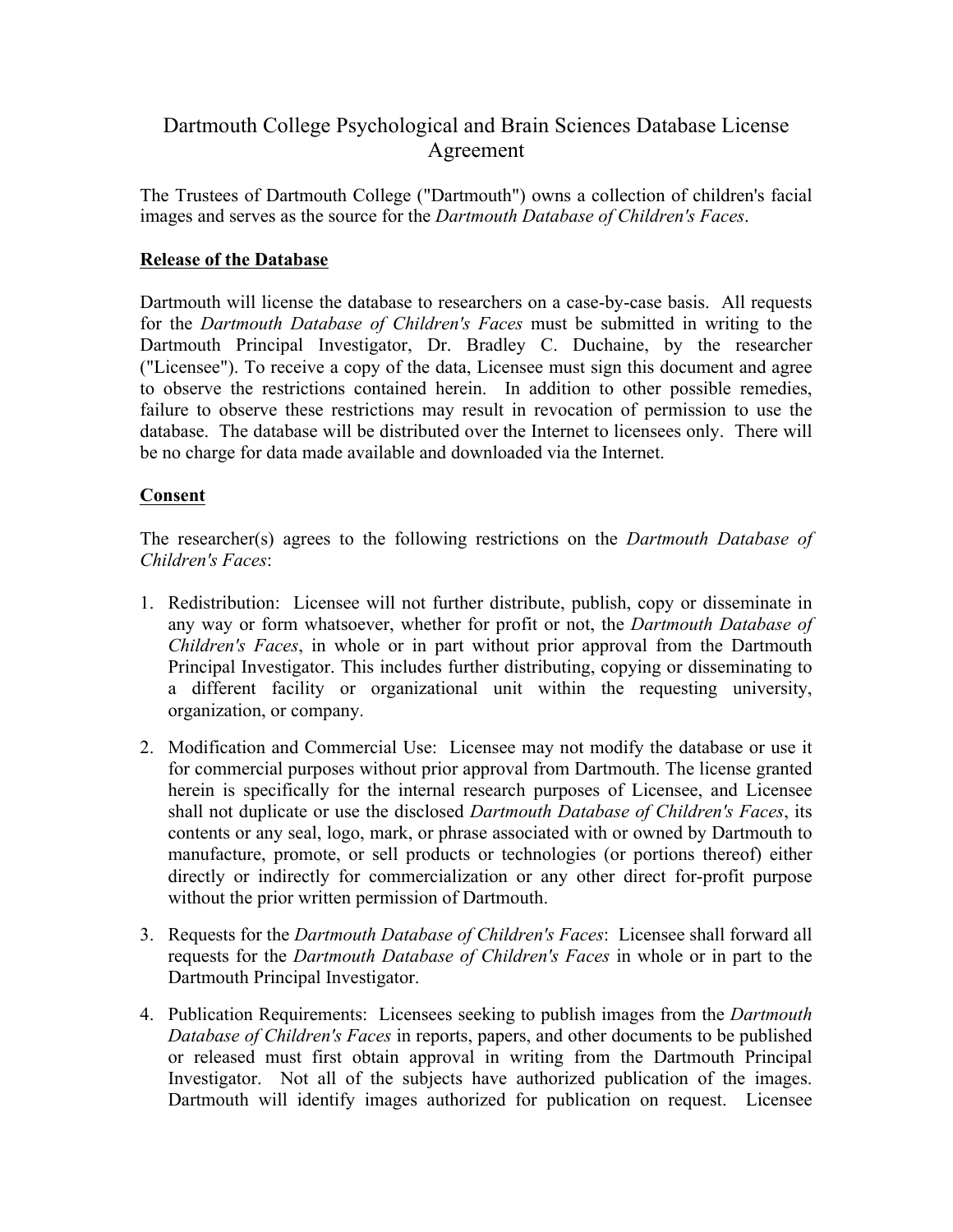# Dartmouth College Psychological and Brain Sciences Database License Agreement

The Trustees of Dartmouth College ("Dartmouth") owns a collection of children's facial images and serves as the source for the *Dartmouth Database of Children's Faces*.

**Release of the Database**

Dartmouth will license the database to researchers on a case-by-case basis. All requests for the *Dartmouth Database of Children's Faces* must be submitted in writing to the Dartmouth Principal Investigator, Dr. Bradley C. Duchaine, by the researcher ("Licensee"). To receive a copy of the data, Licensee must sign this document and agree to observe the restrictions contained herein. In addition to other possible remedies, failure to observe these restrictions may result in revocation of permission to use the database. The database will be distributed over the Internet to licensees only. There will be no charge for data made available and downloaded via the Internet.

**Consent**

The researcher(s) agrees to the following restrictions on the *Dartmouth Database of Children's Faces*:

1. Redistribution: Licensee will not further distribute, publish, copy or disseminate in any way or form whatsoever, whether for profit or not, the *Dartmouth Database of Children's Faces*, in whole or in part without prior approval from the Dartmouth Principal Investigator. This includes further distributing, copying or disseminating to a different facility or organizational unit within the requesting university, organization, or company.

2. Modification and Commercial Use: Licensee may not modify the database or use it for commercial purposes without prior approval from Dartmouth. The license granted herein is specifically for the internal research purposes of Licensee, and Licensee shall not duplicate or use the disclosed *Dartmouth Database of Children's Faces*, its contents or any seal, logo, mark, or phrase associated with or owned by Dartmouth to manufacture, promote, or sell products or technologies (or portions thereof) either directly or indirectly for commercialization or any other direct for-profit purpose without the prior written permission of Dartmouth.

3. Requests for the *Dartmouth Database of Children's Faces*: Licensee shall forward all requests for the *Dartmouth Database of Children's Faces* in whole or in part to the Dartmouth Principal Investigator.

4. Publication Requirements: Licensees seeking to publish images from the *Dartmouth Database of Children's Faces* in reports, papers, and other documents to be published or released must first obtain approval in writing from the Dartmouth Principal Investigator. Not all of the subjects have authorized publication of the images. Dartmouth will identify images authorized for publication on request. Licensee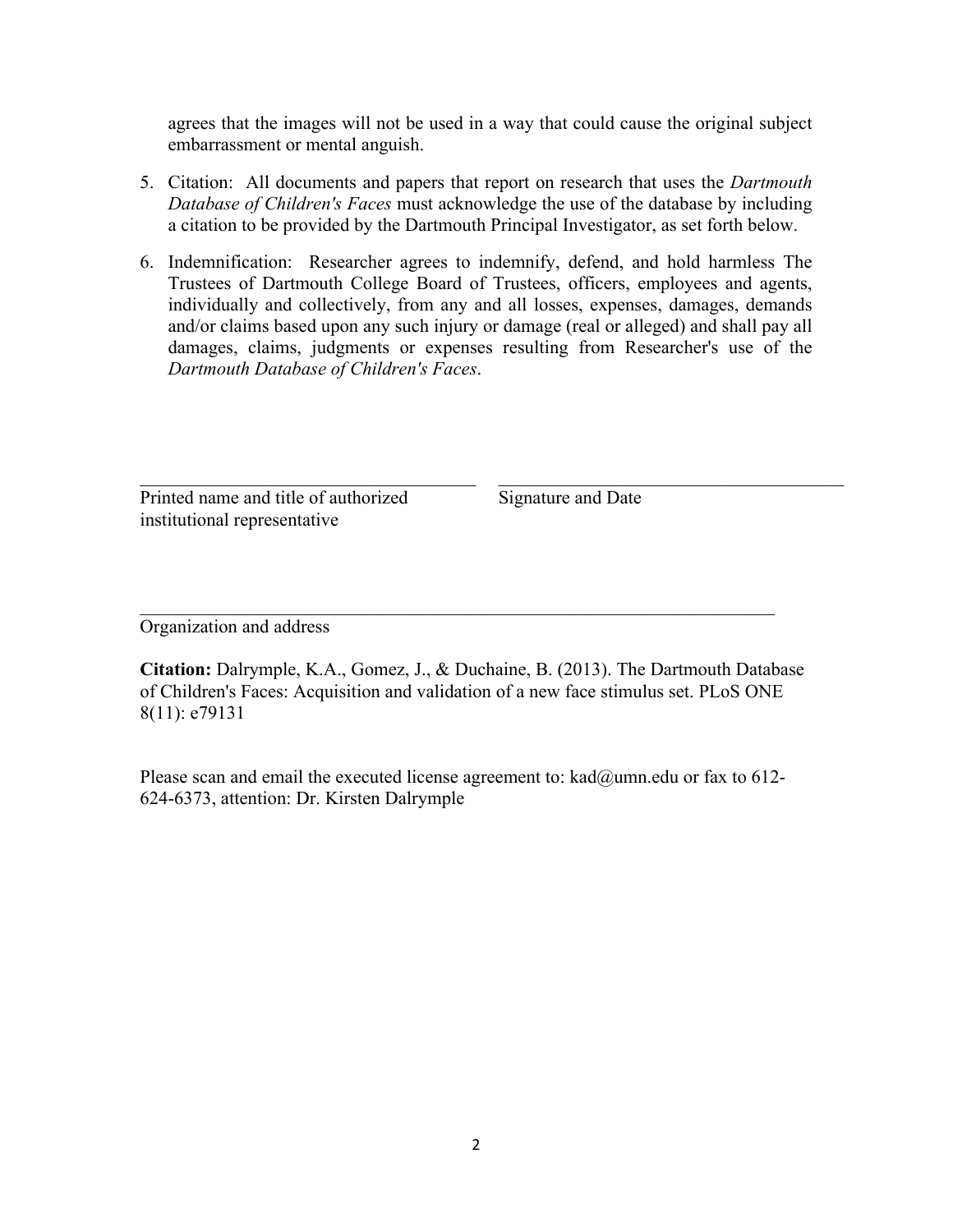agrees that the images will not be used in a way that could cause the original subject embarrassment or mental anguish.

5. Citation: All documents and papers that report on research that uses the *Dartmouth Database of Children's Faces* must acknowledge the use of the database by including a citation to be provided by the Dartmouth Principal Investigator, as set forth below.

6. Indemnification: Researcher agrees to indemnify, defend, and hold harmless The Trustees of Dartmouth College Board of Trustees, officers, employees and agents, individually and collectively, from any and all losses, expenses, damages, demands and/or claims based upon any such injury or damage (real or alleged) and shall pay all damages, claims, judgments or expenses resulting from Researcher's use of the *Dartmouth Database of Children's Faces*.

\_\_\_\_\_\_\_\_\_\_\_\_\_\_\_\_\_\_\_\_\_\_\_\_\_\_\_\_\_\_\_\_\_\_\_\_\_\_\_\_ \_\_\_\_\_\_\_\_\_\_\_\_\_\_\_\_\_\_\_\_\_\_\_\_\_\_\_\_\_\_\_\_\_\_\_\_\_\_\_\_

Printed name and title of authorized institutional representative

Signature and Date

\_\_\_\_\_\_\_\_\_\_\_\_\_\_\_\_\_\_\_\_\_\_\_\_\_\_\_\_\_\_\_\_\_\_\_\_\_\_\_\_\_\_\_\_\_\_\_\_\_\_\_\_\_\_\_\_\_\_\_\_\_\_\_\_\_\_\_\_\_\_\_\_

Organization and address

**Citation:** Dalrymple, K.A., Gomez, J., & Duchaine, B. (2013). The Dartmouth Database of Children's Faces: Acquisition and validation of a new face stimulus set. PLoS ONE 8(11): e79131

Please scan and email the executed license agreement to: kad@umn.edu or fax to 612-624-6373, attention: Dr. Kirsten Dalrymple